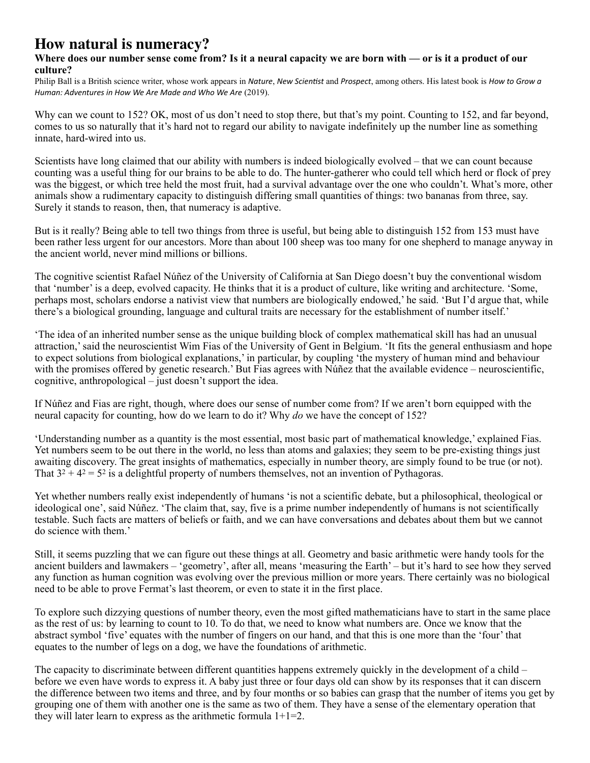# How natural is numeracy?

**Where does our number sense come from? Is it a neural capacity we are born with — or is it a product of our culture?**

Philip Ball is a British science writer, whose work appears in *Nature*, *New Scientist* and *Prospect*, among others. His latest book is *How to Grow a Human: Adventures in How We Are Made and Who We Are* (2019).

Why can we count to 152? OK, most of us don't need to stop there, but that's my point. Counting to 152, and far beyond, comes to us so naturally that it's hard not to regard our ability to navigate indefinitely up the number line as something innate, hard-wired into us.

Scientists have long claimed that our ability with numbers is indeed biologically evolved – that we can count because counting was a useful thing for our brains to be able to do. The hunter-gatherer who could tell which herd or flock of prey was the biggest, or which tree held the most fruit, had a survival advantage over the one who couldn't. What's more, other animals show a rudimentary capacity to distinguish differing small quantities of things: two bananas from three, say. Surely it stands to reason, then, that numeracy is adaptive.

But is it really? Being able to tell two things from three is useful, but being able to distinguish 152 from 153 must have been rather less urgent for our ancestors. More than about 100 sheep was too many for one shepherd to manage anyway in the ancient world, never mind millions or billions.

The cognitive scientist Rafael Núñez of the University of California at San Diego doesn't buy the conventional wisdom that 'number' is a deep, evolved capacity. He thinks that it is a product of culture, like writing and architecture. 'Some, perhaps most, scholars endorse a nativist view that numbers are biologically endowed,' he said. 'But I'd argue that, while there's a biological grounding, language and cultural traits are necessary for the establishment of number itself.'

'The idea of an inherited number sense as the unique building block of complex mathematical skill has had an unusual attraction,' said the neuroscientist Wim Fias of the University of Gent in Belgium. 'It fits the general enthusiasm and hope to expect solutions from biological explanations,' in particular, by coupling 'the mystery of human mind and behaviour with the promises offered by genetic research.' But Fias agrees with Núñez that the available evidence – neuroscientific, cognitive, anthropological – just doesn't support the idea.

If Núñez and Fias are right, though, where does our sense of number come from? If we aren't born equipped with the neural capacity for counting, how do we learn to do it? Why *do* we have the concept of 152?

'Understanding number as a quantity is the most essential, most basic part of mathematical knowledge,' explained Fias. Yet numbers seem to be out there in the world, no less than atoms and galaxies; they seem to be pre-existing things just awaiting discovery. The great insights of mathematics, especially in number theory, are simply found to be true (or not). That $3^2 + 4^2 = 5^2$ is a delightful property of numbers themselves, not an invention of Pythagoras.

Yet whether numbers really exist independently of humans 'is not a scientific debate, but a philosophical, theological or ideological one', said Núñez. 'The claim that, say, five is a prime number independently of humans is not scientifically testable. Such facts are matters of beliefs or faith, and we can have conversations and debates about them but we cannot do science with them.'

Still, it seems puzzling that we can figure out these things at all. Geometry and basic arithmetic were handy tools for the ancient builders and lawmakers – 'geometry', after all, means 'measuring the Earth' – but it's hard to see how they served any function as human cognition was evolving over the previous million or more years. There certainly was no biological need to be able to prove Fermat's last theorem, or even to state it in the first place.

To explore such dizzying questions of number theory, even the most gifted mathematicians have to start in the same place as the rest of us: by learning to count to 10. To do that, we need to know what numbers are. Once we know that the abstract symbol 'five' equates with the number of fingers on our hand, and that this is one more than the 'four' that equates to the number of legs on a dog, we have the foundations of arithmetic.

The capacity to discriminate between different quantities happens extremely quickly in the development of a child – before we even have words to express it. A baby just three or four days old can show by its responses that it can discern the difference between two items and three, and by four months or so babies can grasp that the number of items you get by grouping one of them with another one is the same as two of them. They have a sense of the elementary operation that they will later learn to express as the arithmetic formula 1+1=2.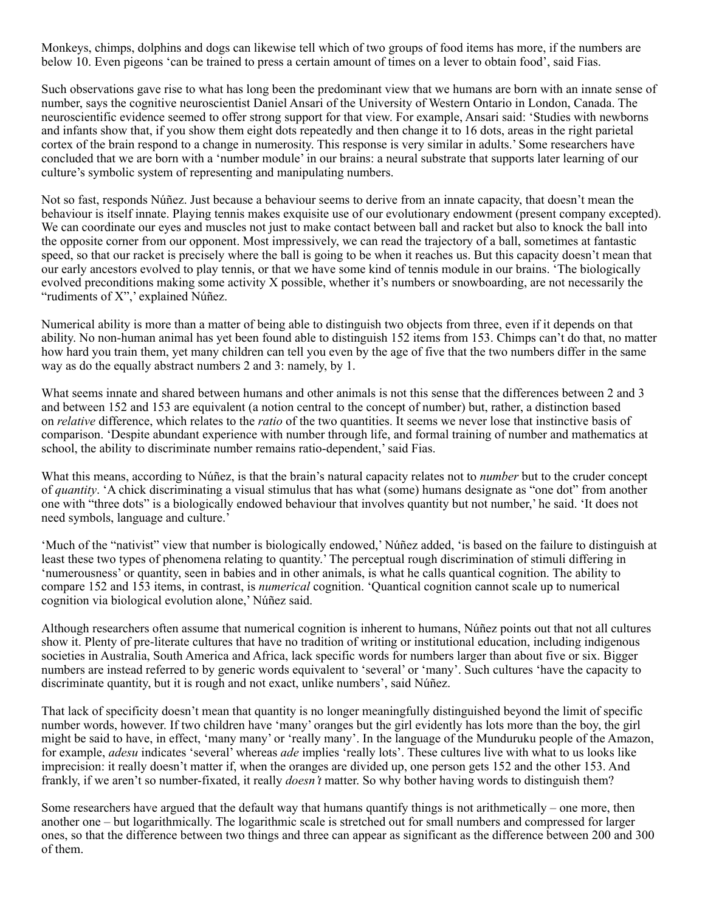Monkeys, chimps, dolphins and dogs can likewise tell which of two groups of food items has more, if the numbers are below 10. Even pigeons 'can be trained to press a certain amount of times on a lever to obtain food', said Fias.

Such observations gave rise to what has long been the predominant view that we humans are born with an innate sense of number, says the cognitive neuroscientist Daniel Ansari of the University of Western Ontario in London, Canada. The neuroscientific evidence seemed to offer strong support for that view. For example, Ansari said: 'Studies with newborns and infants show that, if you show them eight dots repeatedly and then change it to 16 dots, areas in the right parietal cortex of the brain respond to a change in numerosity. This response is very similar in adults.' Some researchers have concluded that we are born with a 'number module' in our brains: a neural substrate that supports later learning of our culture's symbolic system of representing and manipulating numbers.

Not so fast, responds Núñez. Just because a behaviour seems to derive from an innate capacity, that doesn't mean the behaviour is itself innate. Playing tennis makes exquisite use of our evolutionary endowment (present company excepted). We can coordinate our eyes and muscles not just to make contact between ball and racket but also to knock the ball into the opposite corner from our opponent. Most impressively, we can read the trajectory of a ball, sometimes at fantastic speed, so that our racket is precisely where the ball is going to be when it reaches us. But this capacity doesn't mean that our early ancestors evolved to play tennis, or that we have some kind of tennis module in our brains. 'The biologically evolved preconditions making some activity X possible, whether it's numbers or snowboarding, are not necessarily the "rudiments of X",' explained Núñez.

Numerical ability is more than a matter of being able to distinguish two objects from three, even if it depends on that ability. No non-human animal has yet been found able to distinguish 152 items from 153. Chimps can't do that, no matter how hard you train them, yet many children can tell you even by the age of five that the two numbers differ in the same way as do the equally abstract numbers 2 and 3: namely, by 1.

What seems innate and shared between humans and other animals is not this sense that the differences between 2 and 3 and between 152 and 153 are equivalent (a notion central to the concept of number) but, rather, a distinction based on *relative* difference, which relates to the *ratio* of the two quantities. It seems we never lose that instinctive basis of comparison. 'Despite abundant experience with number through life, and formal training of number and mathematics at school, the ability to discriminate number remains ratio-dependent,' said Fias.

What this means, according to Núñez, is that the brain's natural capacity relates not to *number* but to the cruder concept of *quantity*. 'A chick discriminating a visual stimulus that has what (some) humans designate as "one dot" from another one with "three dots" is a biologically endowed behaviour that involves quantity but not number,' he said. 'It does not need symbols, language and culture.'

'Much of the "nativist" view that number is biologically endowed,' Núñez added, 'is based on the failure to distinguish at least these two types of phenomena relating to quantity.' The perceptual rough discrimination of stimuli differing in 'numerousness' or quantity, seen in babies and in other animals, is what he calls quantical cognition. The ability to compare 152 and 153 items, in contrast, is *numerical* cognition. 'Quantical cognition cannot scale up to numerical cognition via biological evolution alone,' Núñez said.

Although researchers often assume that numerical cognition is inherent to humans, Núñez points out that not all cultures show it. Plenty of pre-literate cultures that have no tradition of writing or institutional education, including indigenous societies in Australia, South America and Africa, lack specific words for numbers larger than about five or six. Bigger numbers are instead referred to by generic words equivalent to 'several' or 'many'. Such cultures 'have the capacity to discriminate quantity, but it is rough and not exact, unlike numbers', said Núñez.

That lack of specificity doesn't mean that quantity is no longer meaningfully distinguished beyond the limit of specific number words, however. If two children have 'many' oranges but the girl evidently has lots more than the boy, the girl might be said to have, in effect, 'many many' or 'really many'. In the language of the Munduruku people of the Amazon, for example, *adesu* indicates 'several' whereas *ade* implies 'really lots'. These cultures live with what to us looks like imprecision: it really doesn't matter if, when the oranges are divided up, one person gets 152 and the other 153. And frankly, if we aren't so number-fixated, it really *doesn't* matter. So why bother having words to distinguish them?

Some researchers have argued that the default way that humans quantify things is not arithmetically – one more, then another one – but logarithmically. The logarithmic scale is stretched out for small numbers and compressed for larger ones, so that the difference between two things and three can appear as significant as the difference between 200 and 300 of them.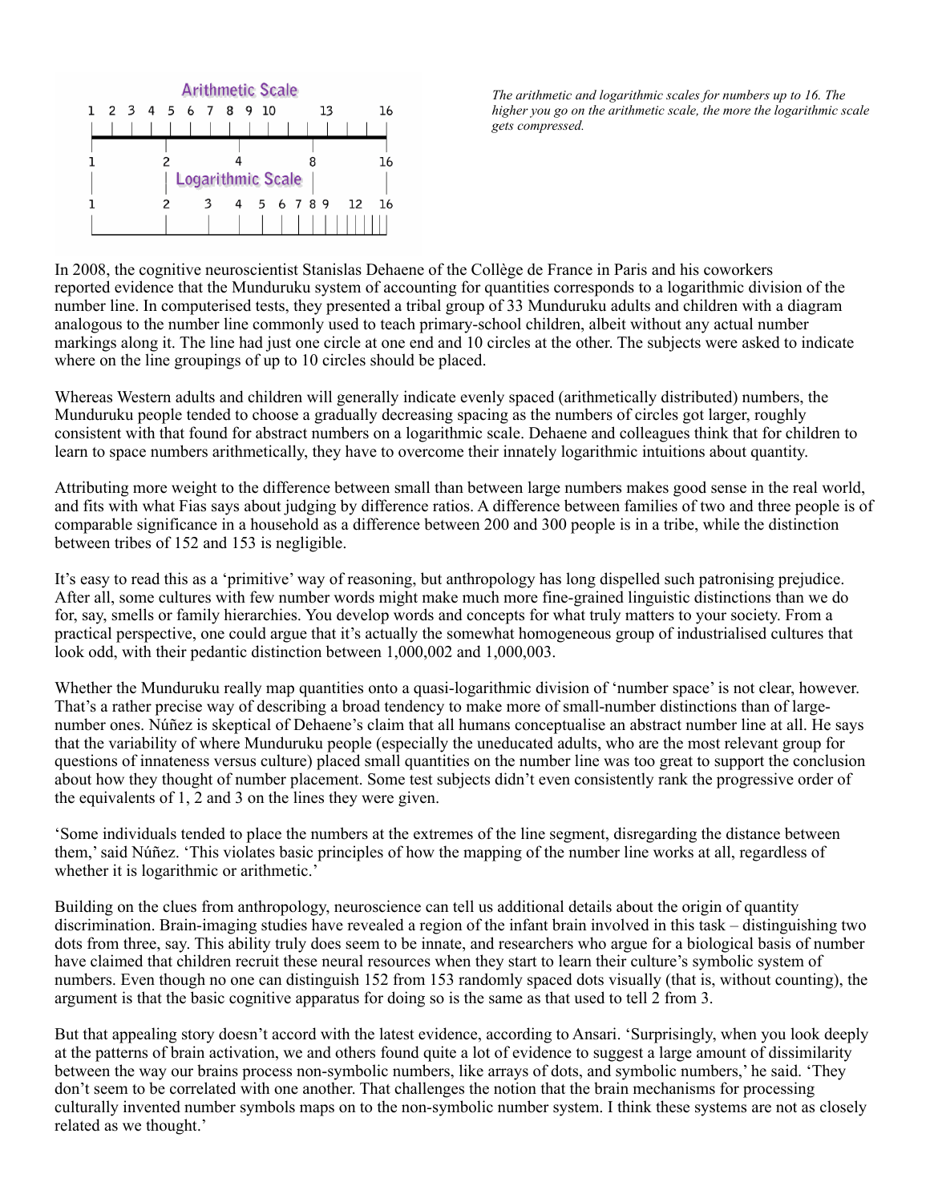*The arithmetic and logarithmic scales for numbers up to 16. The higher you go on the arithmetic scale, the more the logarithmic scale gets compressed.*

In 2008, the cognitive neuroscientist Stanislas Dehaene of the Collège de France in Paris and his coworkers reported evidence that the Munduruku system of accounting for quantities corresponds to a logarithmic division of the number line. In computerised tests, they presented a tribal group of 33 Munduruku adults and children with a diagram analogous to the number line commonly used to teach primary-school children, albeit without any actual number markings along it. The line had just one circle at one end and 10 circles at the other. The subjects were asked to indicate where on the line groupings of up to 10 circles should be placed.

Whereas Western adults and children will generally indicate evenly spaced (arithmetically distributed) numbers, the Munduruku people tended to choose a gradually decreasing spacing as the numbers of circles got larger, roughly consistent with that found for abstract numbers on a logarithmic scale. Dehaene and colleagues think that for children to learn to space numbers arithmetically, they have to overcome their innately logarithmic intuitions about quantity.

Attributing more weight to the difference between small than between large numbers makes good sense in the real world, and fits with what Fias says about judging by difference ratios. A difference between families of two and three people is of comparable significance in a household as a difference between 200 and 300 people is in a tribe, while the distinction between tribes of 152 and 153 is negligible.

It's easy to read this as a 'primitive' way of reasoning, but anthropology has long dispelled such patronising prejudice. After all, some cultures with few number words might make much more fine-grained linguistic distinctions than we do for, say, smells or family hierarchies. You develop words and concepts for what truly matters to your society. From a practical perspective, one could argue that it's actually the somewhat homogeneous group of industrialised cultures that look odd, with their pedantic distinction between 1,000,002 and 1,000,003.

Whether the Munduruku really map quantities onto a quasi-logarithmic division of 'number space' is not clear, however. That's a rather precise way of describing a broad tendency to make more of small-number distinctions than of large-number ones. Núñez is skeptical of Dehaene's claim that all humans conceptualise an abstract number line at all. He says that the variability of where Munduruku people (especially the uneducated adults, who are the most relevant group for questions of innateness versus culture) placed small quantities on the number line was too great to support the conclusion about how they thought of number placement. Some test subjects didn't even consistently rank the progressive order of the equivalents of 1, 2 and 3 on the lines they were given.

'Some individuals tended to place the numbers at the extremes of the line segment, disregarding the distance between them,' said Núñez. 'This violates basic principles of how the mapping of the number line works at all, regardless of whether it is logarithmic or arithmetic.'

Building on the clues from anthropology, neuroscience can tell us additional details about the origin of quantity discrimination. Brain-imaging studies have revealed a region of the infant brain involved in this task – distinguishing two dots from three, say. This ability truly does seem to be innate, and researchers who argue for a biological basis of number have claimed that children recruit these neural resources when they start to learn their culture's symbolic system of numbers. Even though no one can distinguish 152 from 153 randomly spaced dots visually (that is, without counting), the argument is that the basic cognitive apparatus for doing so is the same as that used to tell 2 from 3.

But that appealing story doesn't accord with the latest evidence, according to Ansari. 'Surprisingly, when you look deeply at the patterns of brain activation, we and others found quite a lot of evidence to suggest a large amount of dissimilarity between the way our brains process non-symbolic numbers, like arrays of dots, and symbolic numbers,' he said. 'They don't seem to be correlated with one another. That challenges the notion that the brain mechanisms for processing culturally invented number symbols maps on to the non-symbolic number system. I think these systems are not as closely related as we thought.'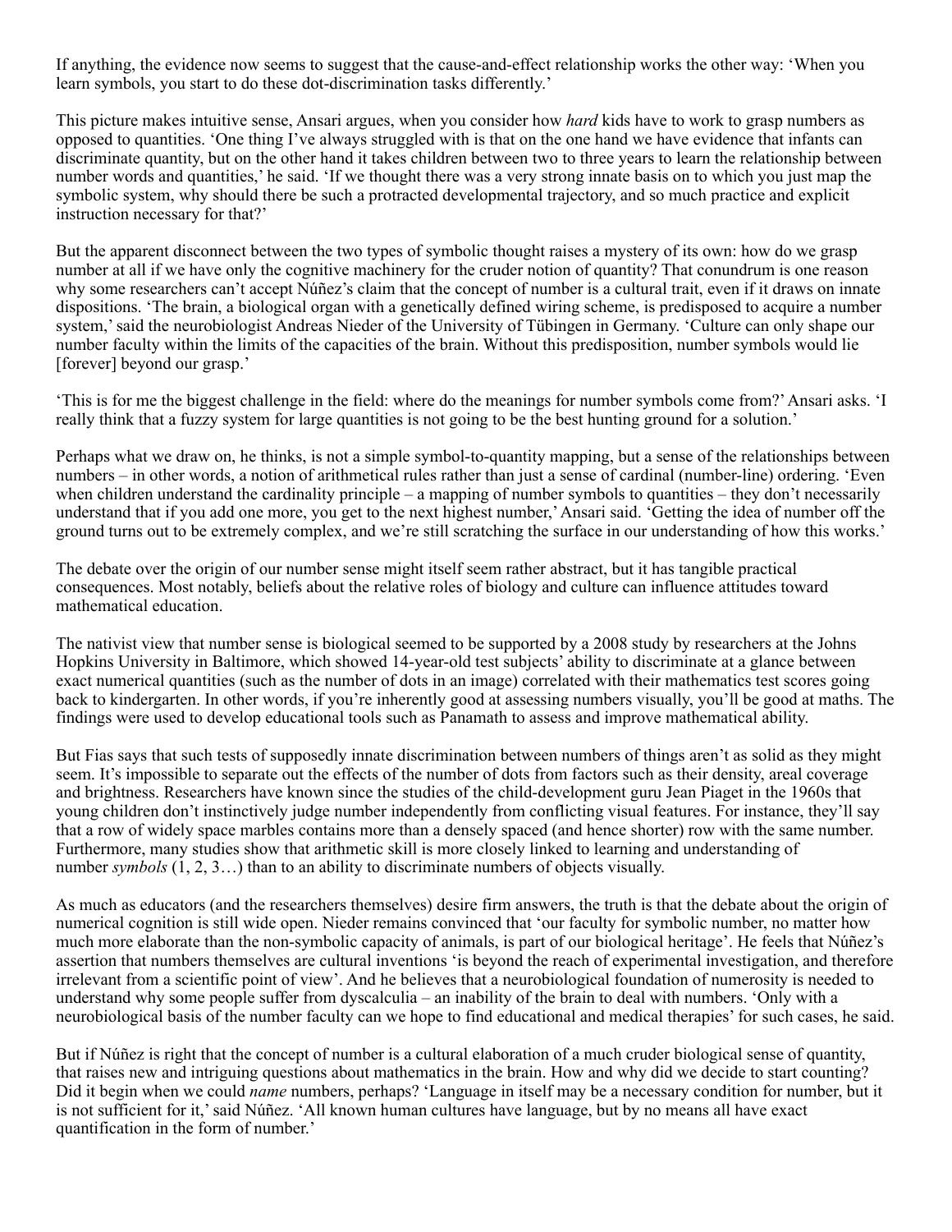If anything, the evidence now seems to suggest that the cause-and-effect relationship works the other way: 'When you learn symbols, you start to do these dot-discrimination tasks differently.'

This picture makes intuitive sense, Ansari argues, when you consider how *hard* kids have to work to grasp numbers as opposed to quantities. 'One thing I've always struggled with is that on the one hand we have evidence that infants can discriminate quantity, but on the other hand it takes children between two to three years to learn the relationship between number words and quantities,' he said. 'If we thought there was a very strong innate basis on to which you just map the symbolic system, why should there be such a protracted developmental trajectory, and so much practice and explicit instruction necessary for that?'

But the apparent disconnect between the two types of symbolic thought raises a mystery of its own: how do we grasp number at all if we have only the cognitive machinery for the cruder notion of quantity? That conundrum is one reason why some researchers can't accept Núñez's claim that the concept of number is a cultural trait, even if it draws on innate dispositions. 'The brain, a biological organ with a genetically defined wiring scheme, is predisposed to acquire a number system,' said the neurobiologist Andreas Nieder of the University of Tübingen in Germany. 'Culture can only shape our number faculty within the limits of the capacities of the brain. Without this predisposition, number symbols would lie [forever] beyond our grasp.'

'This is for me the biggest challenge in the field: where do the meanings for number symbols come from?' Ansari asks. 'I really think that a fuzzy system for large quantities is not going to be the best hunting ground for a solution.'

Perhaps what we draw on, he thinks, is not a simple symbol-to-quantity mapping, but a sense of the relationships between numbers – in other words, a notion of arithmetical rules rather than just a sense of cardinal (number-line) ordering. 'Even when children understand the cardinality principle – a mapping of number symbols to quantities – they don't necessarily understand that if you add one more, you get to the next highest number,' Ansari said. 'Getting the idea of number off the ground turns out to be extremely complex, and we're still scratching the surface in our understanding of how this works.'

The debate over the origin of our number sense might itself seem rather abstract, but it has tangible practical consequences. Most notably, beliefs about the relative roles of biology and culture can influence attitudes toward mathematical education.

The nativist view that number sense is biological seemed to be supported by a 2008 study by researchers at the Johns Hopkins University in Baltimore, which showed 14-year-old test subjects' ability to discriminate at a glance between exact numerical quantities (such as the number of dots in an image) correlated with their mathematics test scores going back to kindergarten. In other words, if you're inherently good at assessing numbers visually, you'll be good at maths. The findings were used to develop educational tools such as Panamath to assess and improve mathematical ability.

But Fias says that such tests of supposedly innate discrimination between numbers of things aren't as solid as they might seem. It's impossible to separate out the effects of the number of dots from factors such as their density, areal coverage and brightness. Researchers have known since the studies of the child-development guru Jean Piaget in the 1960s that young children don't instinctively judge number independently from conflicting visual features. For instance, they'll say that a row of widely space marbles contains more than a densely spaced (and hence shorter) row with the same number. Furthermore, many studies show that arithmetic skill is more closely linked to learning and understanding of number *symbols* (1, 2, 3…) than to an ability to discriminate numbers of objects visually.

As much as educators (and the researchers themselves) desire firm answers, the truth is that the debate about the origin of numerical cognition is still wide open. Nieder remains convinced that 'our faculty for symbolic number, no matter how much more elaborate than the non-symbolic capacity of animals, is part of our biological heritage'. He feels that Núñez's assertion that numbers themselves are cultural inventions 'is beyond the reach of experimental investigation, and therefore irrelevant from a scientific point of view'. And he believes that a neurobiological foundation of numerosity is needed to understand why some people suffer from dyscalculia – an inability of the brain to deal with numbers. 'Only with a neurobiological basis of the number faculty can we hope to find educational and medical therapies' for such cases, he said.

But if Núñez is right that the concept of number is a cultural elaboration of a much cruder biological sense of quantity, that raises new and intriguing questions about mathematics in the brain. How and why did we decide to start counting? Did it begin when we could *name* numbers, perhaps? 'Language in itself may be a necessary condition for number, but it is not sufficient for it,' said Núñez. 'All known human cultures have language, but by no means all have exact quantification in the form of number.'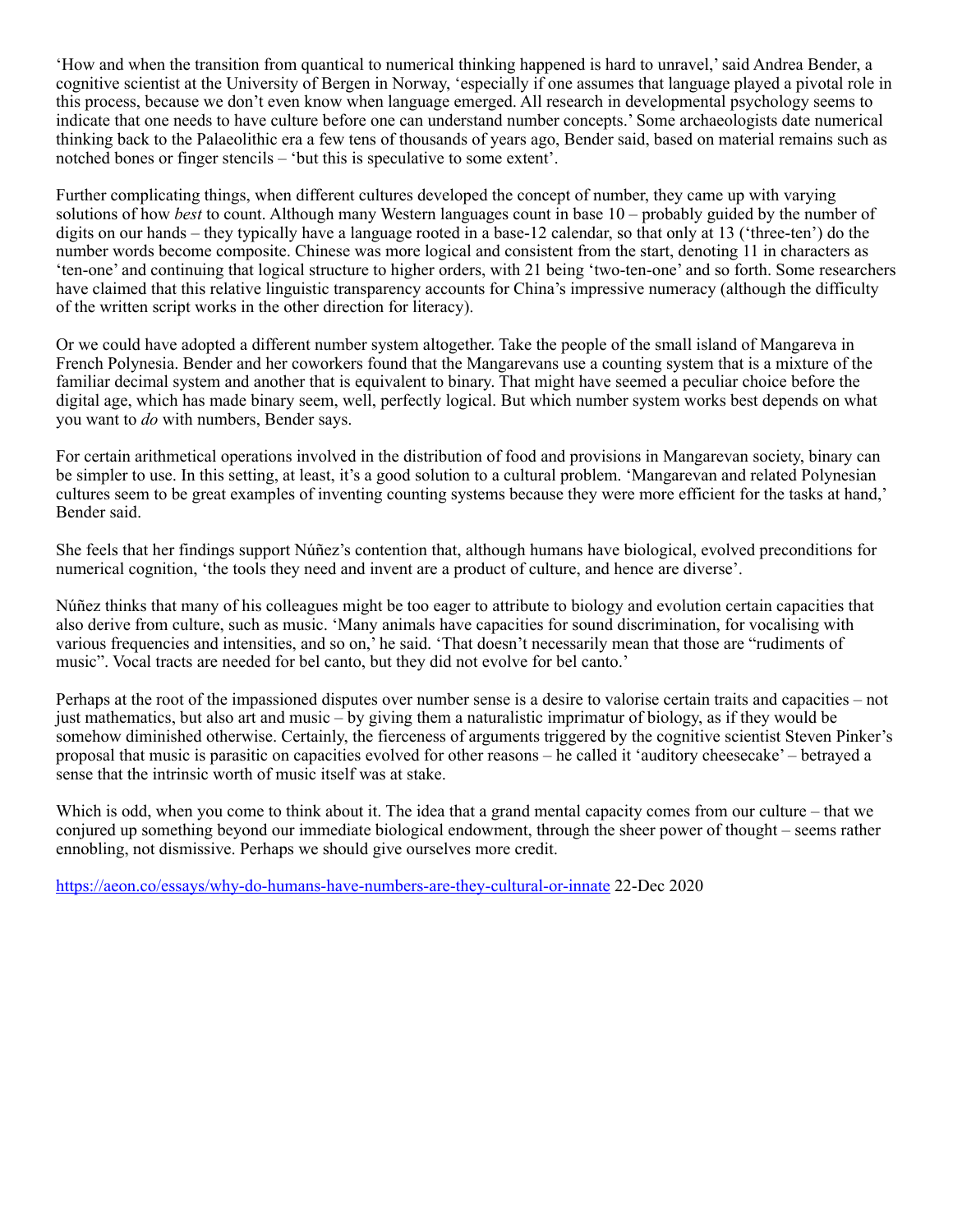'How and when the transition from quantical to numerical thinking happened is hard to unravel,' said Andrea Bender, a cognitive scientist at the University of Bergen in Norway, 'especially if one assumes that language played a pivotal role in this process, because we don't even know when language emerged. All research in developmental psychology seems to indicate that one needs to have culture before one can understand number concepts.' Some archaeologists date numerical thinking back to the Palaeolithic era a few tens of thousands of years ago, Bender said, based on material remains such as notched bones or finger stencils – 'but this is speculative to some extent'.

Further complicating things, when different cultures developed the concept of number, they came up with varying solutions of how *best* to count. Although many Western languages count in base 10 – probably guided by the number of digits on our hands – they typically have a language rooted in a base-12 calendar, so that only at 13 ('three-ten') do the number words become composite. Chinese was more logical and consistent from the start, denoting 11 in characters as 'ten-one' and continuing that logical structure to higher orders, with 21 being 'two-ten-one' and so forth. Some researchers have claimed that this relative linguistic transparency accounts for China's impressive numeracy (although the difficulty of the written script works in the other direction for literacy).

Or we could have adopted a different number system altogether. Take the people of the small island of Mangareva in French Polynesia. Bender and her coworkers found that the Mangarevans use a counting system that is a mixture of the familiar decimal system and another that is equivalent to binary. That might have seemed a peculiar choice before the digital age, which has made binary seem, well, perfectly logical. But which number system works best depends on what you want to *do* with numbers, Bender says.

For certain arithmetical operations involved in the distribution of food and provisions in Mangarevan society, binary can be simpler to use. In this setting, at least, it's a good solution to a cultural problem. 'Mangarevan and related Polynesian cultures seem to be great examples of inventing counting systems because they were more efficient for the tasks at hand,' Bender said.

She feels that her findings support Núñez's contention that, although humans have biological, evolved preconditions for numerical cognition, 'the tools they need and invent are a product of culture, and hence are diverse'.

Núñez thinks that many of his colleagues might be too eager to attribute to biology and evolution certain capacities that also derive from culture, such as music. 'Many animals have capacities for sound discrimination, for vocalising with various frequencies and intensities, and so on,' he said. 'That doesn't necessarily mean that those are "rudiments of music". Vocal tracts are needed for bel canto, but they did not evolve for bel canto.'

Perhaps at the root of the impassioned disputes over number sense is a desire to valorise certain traits and capacities – not just mathematics, but also art and music – by giving them a naturalistic imprimatur of biology, as if they would be somehow diminished otherwise. Certainly, the fierceness of arguments triggered by the cognitive scientist Steven Pinker's proposal that music is parasitic on capacities evolved for other reasons – he called it 'auditory cheesecake' – betrayed a sense that the intrinsic worth of music itself was at stake.

Which is odd, when you come to think about it. The idea that a grand mental capacity comes from our culture – that we conjured up something beyond our immediate biological endowment, through the sheer power of thought – seems rather ennobling, not dismissive. Perhaps we should give ourselves more credit.

[https://aeon.co/essays/why-do-humans-have-numbers-are-they-cultural-or-innate](https://aeon.co/essays/why-do-humans-have-numbers-are-they-cultural-or-innate) 22-Dec 2020